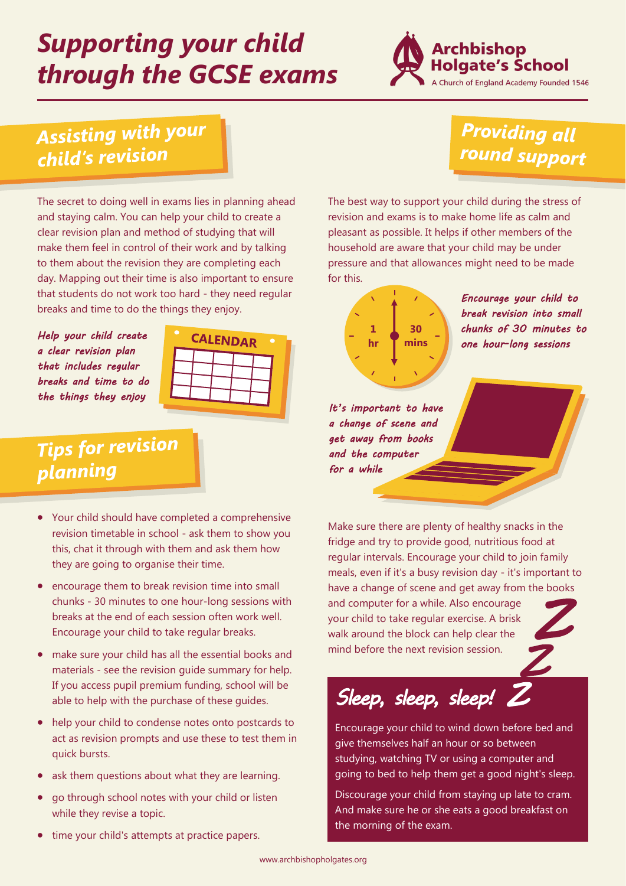# Supporting your child through the GCSE exams

Archbishop Holgate's School
A Church of England Academy Founded 1546

## Assisting with your child's revision

The secret to doing well in exams lies in planning ahead and staying calm. You can help your child to create a clear revision plan and method of studying that will make them feel in control of their work and by talking to them about the revision they are completing each day. Mapping out their time is also important to ensure that students do not work too hard - they need regular breaks and time to do the things they enjoy.

*Help your child create a clear revision plan that includes regular breaks and time to do the things they enjoy*

CALENDAR

## Tips for revision planning

- Your child should have completed a comprehensive revision timetable in school - ask them to show you this, chat it through with them and ask them how they are going to organise their time.
- encourage them to break revision time into small chunks - 30 minutes to one hour-long sessions with breaks at the end of each session often work well. Encourage your child to take regular breaks.
- make sure your child has all the essential books and materials - see the revision guide summary for help. If you access pupil premium funding, school will be able to help with the purchase of these guides.
- help your child to condense notes onto postcards to act as revision prompts and use these to test them in quick bursts.
- ask them questions about what they are learning.
- go through school notes with your child or listen while they revise a topic.
- time your child's attempts at practice papers.

## Providing all round support

The best way to support your child during the stress of revision and exams is to make home life as calm and pleasant as possible. It helps if other members of the household are aware that your child may be under pressure and that allowances might need to be made for this.

1 hr | 30 mins

*Encourage your child to break revision into small chunks of 30 minutes to one hour-long sessions*

*It's important to have a change of scene and get away from books and the computer for a while*

Make sure there are plenty of healthy snacks in the fridge and try to provide good, nutritious food at regular intervals. Encourage your child to join family meals, even if it's a busy revision day - it's important to have a change of scene and get away from the books and computer for a while. Also encourage your child to take regular exercise. A brisk walk around the block can help clear the mind before the next revision session.

## Sleep, sleep, sleep! Z Z Z

Encourage your child to wind down before bed and give themselves half an hour or so between studying, watching TV or using a computer and going to bed to help them get a good night's sleep.

Discourage your child from staying up late to cram. And make sure he or she eats a good breakfast on the morning of the exam.

www.archbishopholgates.org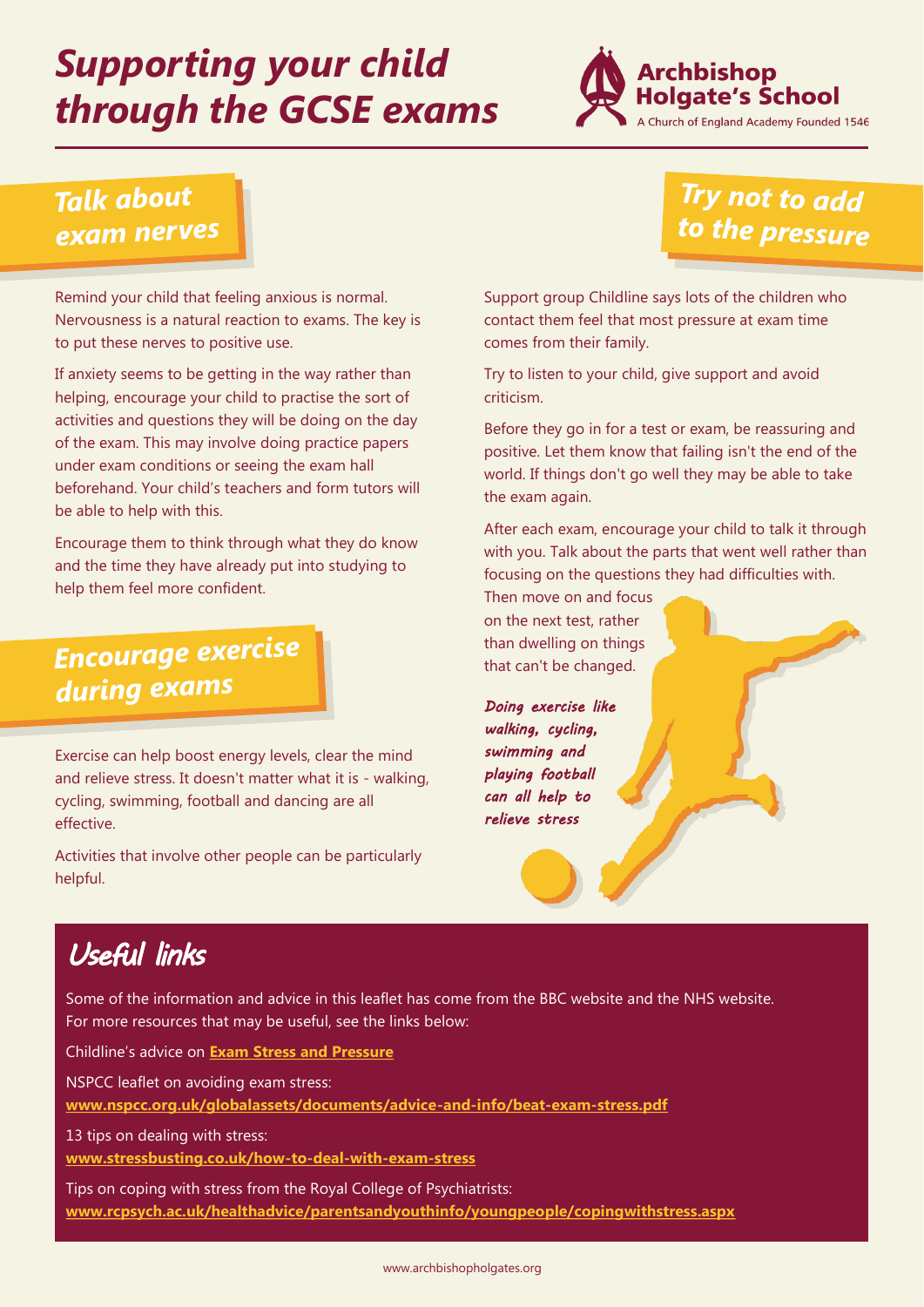# *Supporting your child through the GCSE exams*

**Archbishop Holgate's School**
A Church of England Academy Founded 1546

## *Talk about exam nerves*

Remind your child that feeling anxious is normal. Nervousness is a natural reaction to exams. The key is to put these nerves to positive use.

If anxiety seems to be getting in the way rather than helping, encourage your child to practise the sort of activities and questions they will be doing on the day of the exam. This may involve doing practice papers under exam conditions or seeing the exam hall beforehand. Your child's teachers and form tutors will be able to help with this.

Encourage them to think through what they do know and the time they have already put into studying to help them feel more confident.

## *Encourage exercise during exams*

Exercise can help boost energy levels, clear the mind and relieve stress. It doesn't matter what it is - walking, cycling, swimming, football and dancing are all effective.

Activities that involve other people can be particularly helpful.

## *Try not to add to the pressure*

Support group Childline says lots of the children who contact them feel that most pressure at exam time comes from their family.

Try to listen to your child, give support and avoid criticism.

Before they go in for a test or exam, be reassuring and positive. Let them know that failing isn't the end of the world. If things don't go well they may be able to take the exam again.

After each exam, encourage your child to talk it through with you. Talk about the parts that went well rather than focusing on the questions they had difficulties with. Then move on and focus on the next test, rather than dwelling on things that can't be changed.

*Doing exercise like walking, cycling, swimming and playing football can all help to relieve stress*

## Useful links

Some of the information and advice in this leaflet has come from the BBC website and the NHS website. For more resources that may be useful, see the links below:

Childline's advice on **Exam Stress and Pressure**

NSPCC leaflet on avoiding exam stress:
**www.nspcc.org.uk/globalassets/documents/advice-and-info/beat-exam-stress.pdf**

13 tips on dealing with stress:
**www.stressbusting.co.uk/how-to-deal-with-exam-stress**

Tips on coping with stress from the Royal College of Psychiatrists:
**www.rcpsych.ac.uk/healthadvice/parentsandyouthinfo/youngpeople/copingwithstress.aspx**

www.archbishopholgates.org